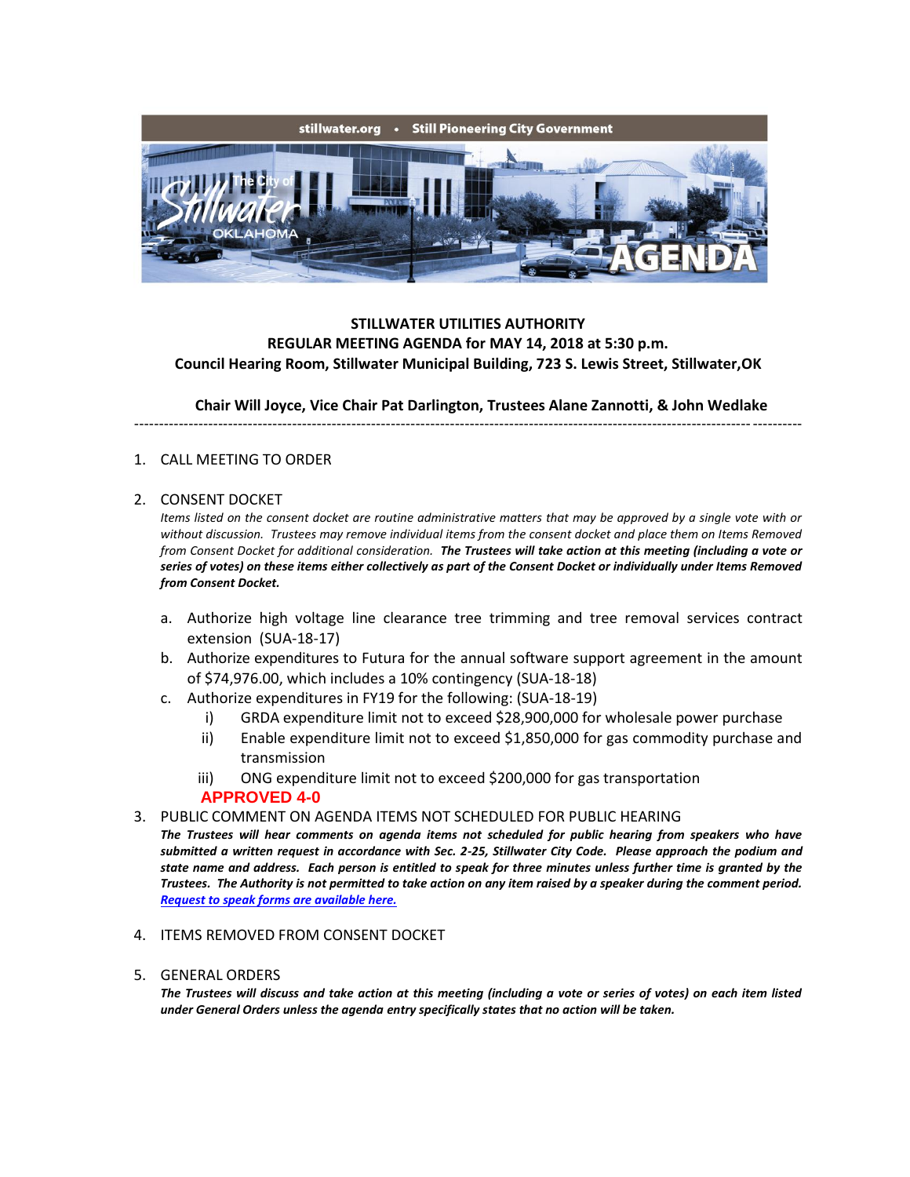stillwater.org • Still Pioneering City Government

The City of Stillwater OKLAHOMA AGENDA

**STILLWATER UTILITIES AUTHORITY**
**REGULAR MEETING AGENDA for MAY 14, 2018 at 5:30 p.m.**
**Council Hearing Room, Stillwater Municipal Building, 723 S. Lewis Street, Stillwater,OK**

**Chair Will Joyce, Vice Chair Pat Darlington, Trustees Alane Zannotti, & John Wedlake**

---

1. CALL MEETING TO ORDER

2. CONSENT DOCKET

   *Items listed on the consent docket are routine administrative matters that may be approved by a single vote with or without discussion. Trustees may remove individual items from the consent docket and place them on Items Removed from Consent Docket for additional consideration.* ***The Trustees will take action at this meeting (including a vote or series of votes) on these items either collectively as part of the Consent Docket or individually under Items Removed from Consent Docket.***

   a. Authorize high voltage line clearance tree trimming and tree removal services contract extension (SUA-18-17)
   b. Authorize expenditures to Futura for the annual software support agreement in the amount of $74,976.00, which includes a 10% contingency (SUA-18-18)
   c. Authorize expenditures in FY19 for the following: (SUA-18-19)
      i) GRDA expenditure limit not to exceed $28,900,000 for wholesale power purchase
      ii) Enable expenditure limit not to exceed $1,850,000 for gas commodity purchase and transmission
      iii) ONG expenditure limit not to exceed $200,000 for gas transportation

   **APPROVED 4-0**

3. PUBLIC COMMENT ON AGENDA ITEMS NOT SCHEDULED FOR PUBLIC HEARING

   ***The Trustees will hear comments on agenda items not scheduled for public hearing from speakers who have submitted a written request in accordance with Sec. 2-25, Stillwater City Code. Please approach the podium and state name and address. Each person is entitled to speak for three minutes unless further time is granted by the Trustees. The Authority is not permitted to take action on any item raised by a speaker during the comment period.*** ***Request to speak forms are available here.***

4. ITEMS REMOVED FROM CONSENT DOCKET

5. GENERAL ORDERS

   ***The Trustees will discuss and take action at this meeting (including a vote or series of votes) on each item listed under General Orders unless the agenda entry specifically states that no action will be taken.***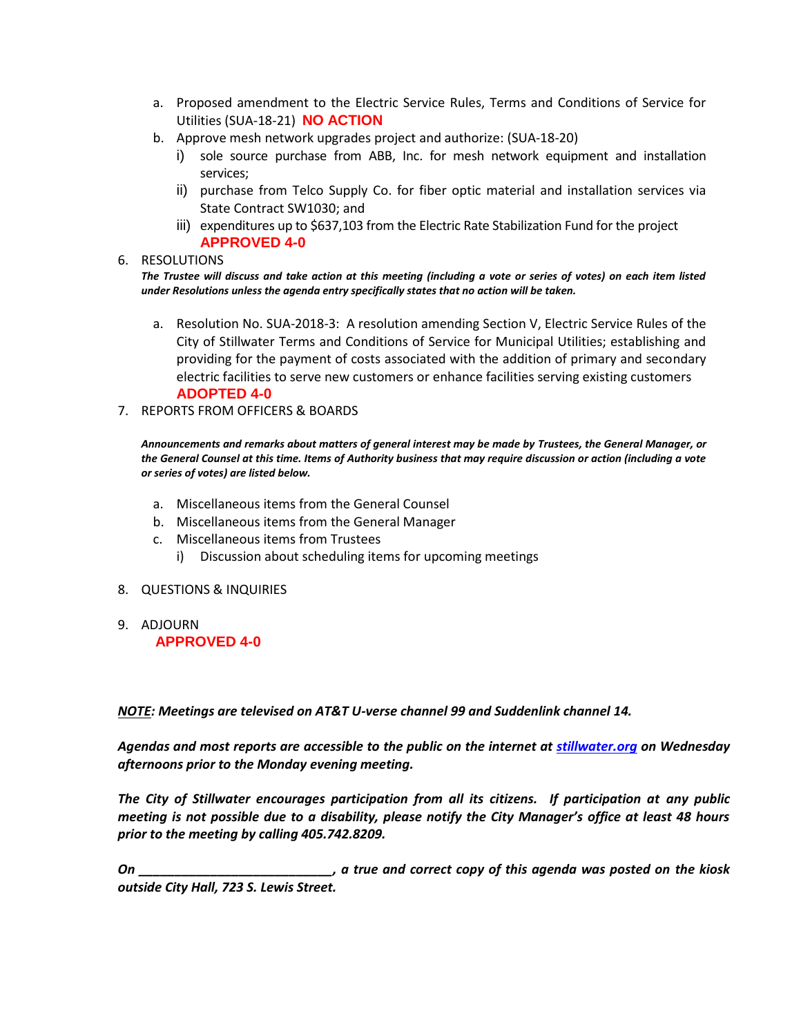a. Proposed amendment to the Electric Service Rules, Terms and Conditions of Service for Utilities (SUA-18-21) **NO ACTION**
b. Approve mesh network upgrades project and authorize: (SUA-18-20)
   i) sole source purchase from ABB, Inc. for mesh network equipment and installation services;
   ii) purchase from Telco Supply Co. for fiber optic material and installation services via State Contract SW1030; and
   iii) expenditures up to $637,103 from the Electric Rate Stabilization Fund for the project
   **APPROVED 4-0**

6. RESOLUTIONS

***The Trustee will discuss and take action at this meeting (including a vote or series of votes) on each item listed under Resolutions unless the agenda entry specifically states that no action will be taken.***

   a. Resolution No. SUA-2018-3: A resolution amending Section V, Electric Service Rules of the City of Stillwater Terms and Conditions of Service for Municipal Utilities; establishing and providing for the payment of costs associated with the addition of primary and secondary electric facilities to serve new customers or enhance facilities serving existing customers
   **ADOPTED 4-0**

7. REPORTS FROM OFFICERS & BOARDS

***Announcements and remarks about matters of general interest may be made by Trustees, the General Manager, or the General Counsel at this time. Items of Authority business that may require discussion or action (including a vote or series of votes) are listed below.***

   a. Miscellaneous items from the General Counsel
   b. Miscellaneous items from the General Manager
   c. Miscellaneous items from Trustees
      i) Discussion about scheduling items for upcoming meetings

8. QUESTIONS & INQUIRIES

9. ADJOURN
   **APPROVED 4-0**

***NOTE: Meetings are televised on AT&T U-verse channel 99 and Suddenlink channel 14.***

***Agendas and most reports are accessible to the public on the internet at [stillwater.org](stillwater.org) on Wednesday afternoons prior to the Monday evening meeting.***

***The City of Stillwater encourages participation from all its citizens. If participation at any public meeting is not possible due to a disability, please notify the City Manager's office at least 48 hours prior to the meeting by calling 405.742.8209.***

***On ___________________________, a true and correct copy of this agenda was posted on the kiosk outside City Hall, 723 S. Lewis Street.***